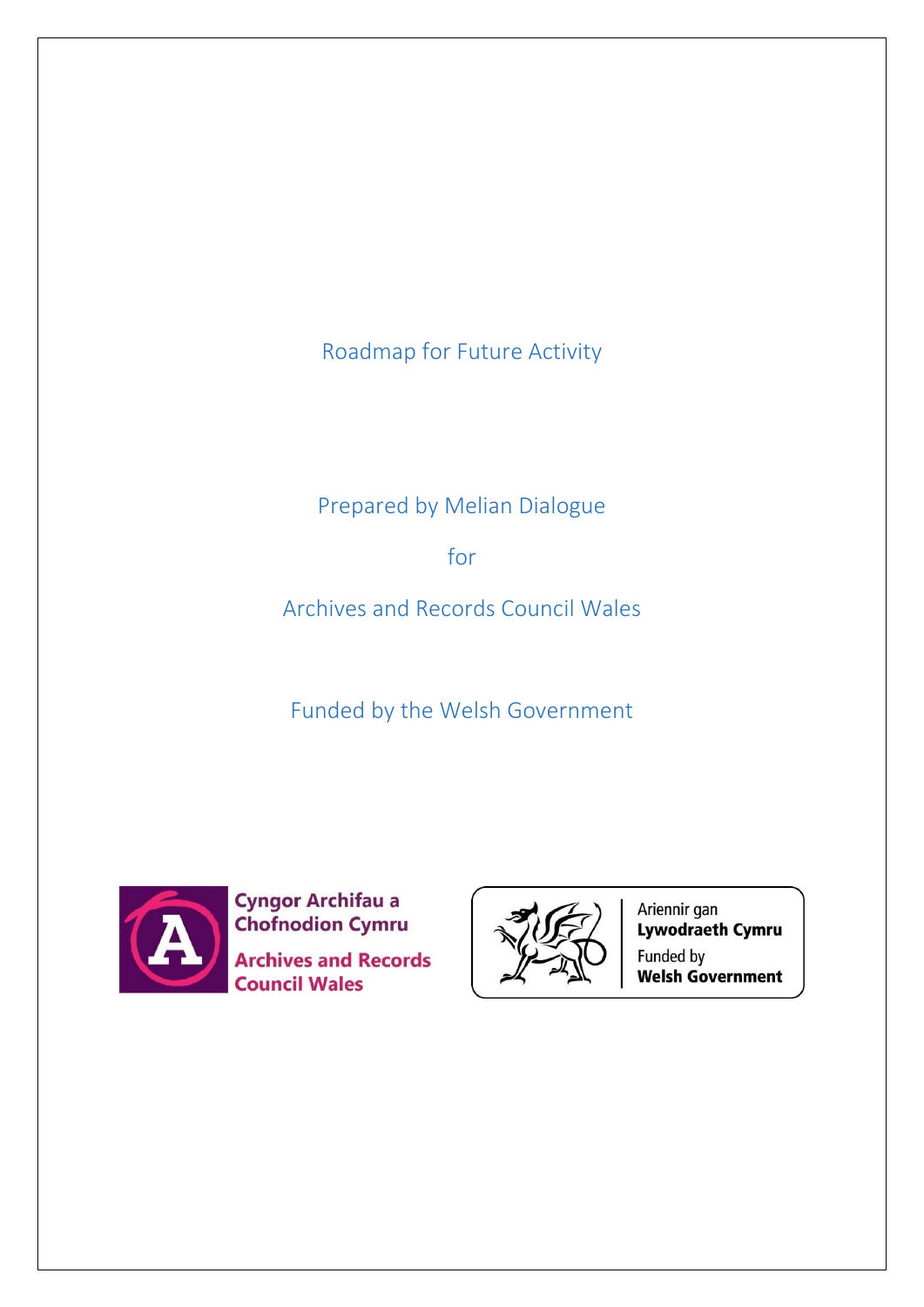# Roadmap for Future Activity

Prepared by Melian Dialogue

for

Archives and Records Council Wales

Funded by the Welsh Government

Cyngor Archifau a Chofnodion Cymru

Archives and Records Council Wales

Ariennir gan Lywodraeth Cymru

Funded by Welsh Government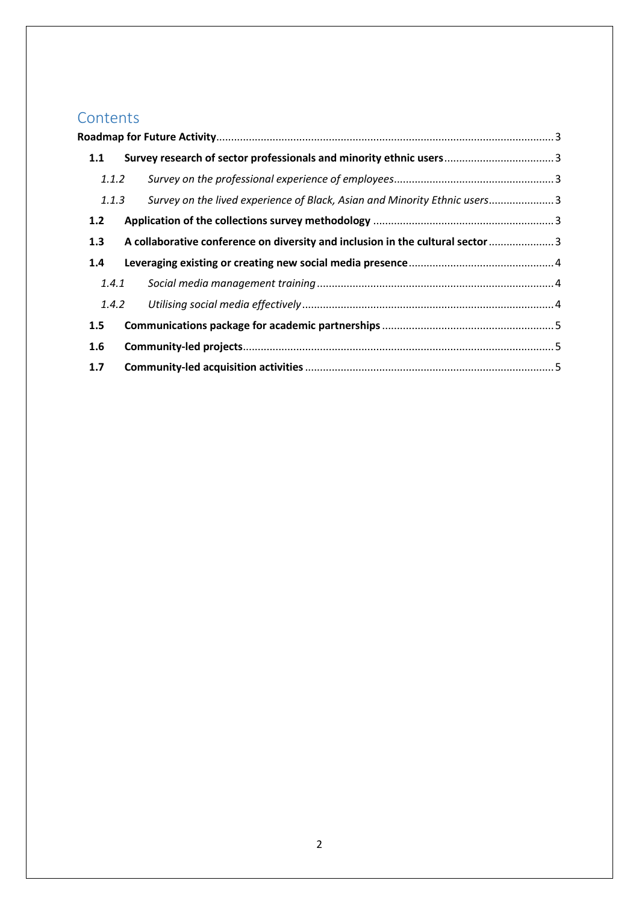## Contents

**Roadmap for Future Activity** .......... 3

**1.1 Survey research of sector professionals and minority ethnic users** .......... 3

*1.1.2 Survey on the professional experience of employees* .......... 3

*1.1.3 Survey on the lived experience of Black, Asian and Minority Ethnic users* .......... 3

**1.2 Application of the collections survey methodology** .......... 3

**1.3 A collaborative conference on diversity and inclusion in the cultural sector** .......... 3

**1.4 Leveraging existing or creating new social media presence** .......... 4

*1.4.1 Social media management training* .......... 4

*1.4.2 Utilising social media effectively* .......... 4

**1.5 Communications package for academic partnerships** .......... 5

**1.6 Community-led projects** .......... 5

**1.7 Community-led acquisition activities** .......... 5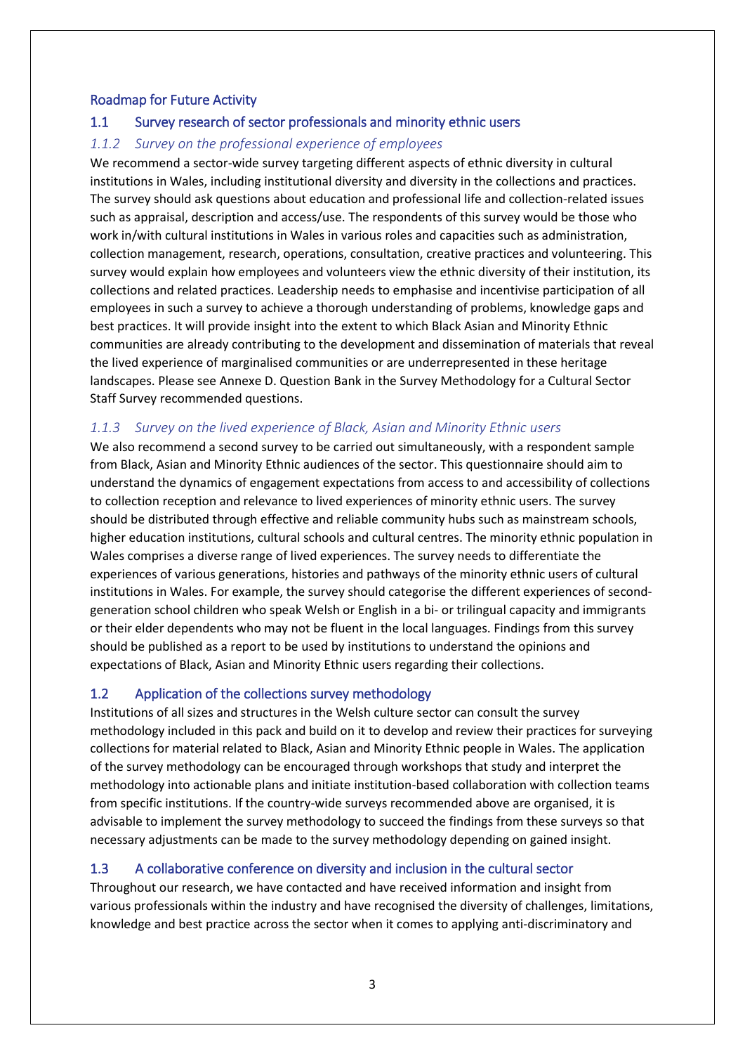## Roadmap for Future Activity

### 1.1 Survey research of sector professionals and minority ethnic users

#### *1.1.2 Survey on the professional experience of employees*

We recommend a sector-wide survey targeting different aspects of ethnic diversity in cultural institutions in Wales, including institutional diversity and diversity in the collections and practices. The survey should ask questions about education and professional life and collection-related issues such as appraisal, description and access/use. The respondents of this survey would be those who work in/with cultural institutions in Wales in various roles and capacities such as administration, collection management, research, operations, consultation, creative practices and volunteering. This survey would explain how employees and volunteers view the ethnic diversity of their institution, its collections and related practices. Leadership needs to emphasise and incentivise participation of all employees in such a survey to achieve a thorough understanding of problems, knowledge gaps and best practices. It will provide insight into the extent to which Black Asian and Minority Ethnic communities are already contributing to the development and dissemination of materials that reveal the lived experience of marginalised communities or are underrepresented in these heritage landscapes. Please see Annexe D. Question Bank in the Survey Methodology for a Cultural Sector Staff Survey recommended questions.

#### *1.1.3 Survey on the lived experience of Black, Asian and Minority Ethnic users*

We also recommend a second survey to be carried out simultaneously, with a respondent sample from Black, Asian and Minority Ethnic audiences of the sector. This questionnaire should aim to understand the dynamics of engagement expectations from access to and accessibility of collections to collection reception and relevance to lived experiences of minority ethnic users. The survey should be distributed through effective and reliable community hubs such as mainstream schools, higher education institutions, cultural schools and cultural centres. The minority ethnic population in Wales comprises a diverse range of lived experiences. The survey needs to differentiate the experiences of various generations, histories and pathways of the minority ethnic users of cultural institutions in Wales. For example, the survey should categorise the different experiences of second-generation school children who speak Welsh or English in a bi- or trilingual capacity and immigrants or their elder dependents who may not be fluent in the local languages. Findings from this survey should be published as a report to be used by institutions to understand the opinions and expectations of Black, Asian and Minority Ethnic users regarding their collections.

### 1.2 Application of the collections survey methodology

Institutions of all sizes and structures in the Welsh culture sector can consult the survey methodology included in this pack and build on it to develop and review their practices for surveying collections for material related to Black, Asian and Minority Ethnic people in Wales. The application of the survey methodology can be encouraged through workshops that study and interpret the methodology into actionable plans and initiate institution-based collaboration with collection teams from specific institutions. If the country-wide surveys recommended above are organised, it is advisable to implement the survey methodology to succeed the findings from these surveys so that necessary adjustments can be made to the survey methodology depending on gained insight.

### 1.3 A collaborative conference on diversity and inclusion in the cultural sector

Throughout our research, we have contacted and have received information and insight from various professionals within the industry and have recognised the diversity of challenges, limitations, knowledge and best practice across the sector when it comes to applying anti-discriminatory and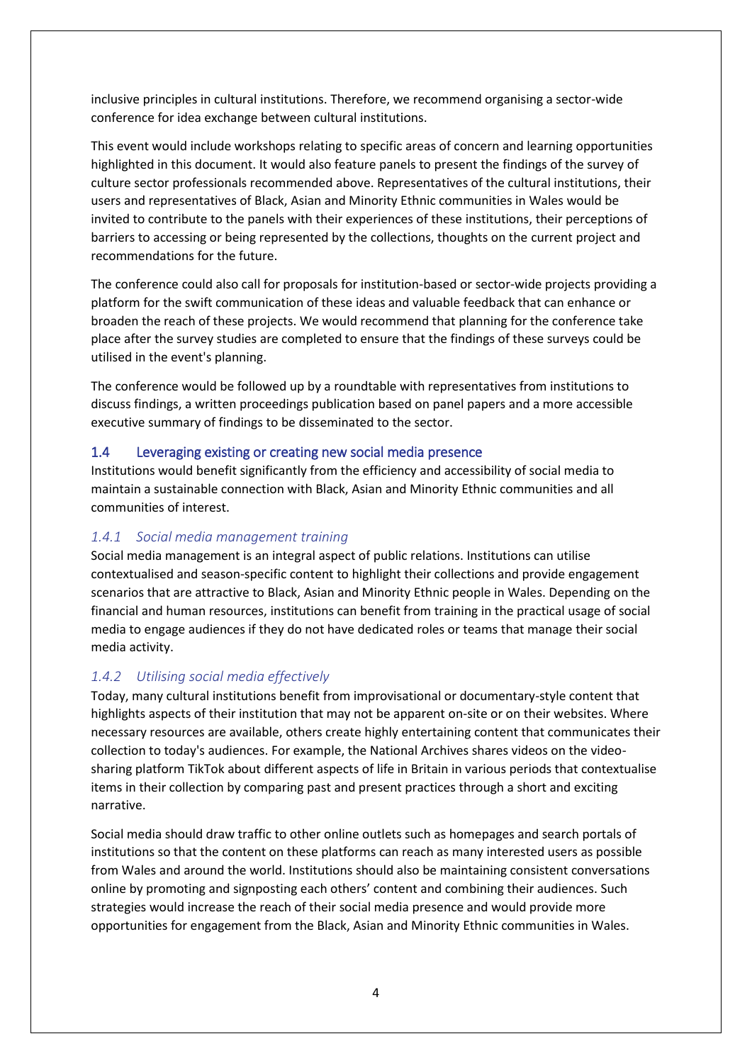inclusive principles in cultural institutions. Therefore, we recommend organising a sector-wide conference for idea exchange between cultural institutions.

This event would include workshops relating to specific areas of concern and learning opportunities highlighted in this document. It would also feature panels to present the findings of the survey of culture sector professionals recommended above. Representatives of the cultural institutions, their users and representatives of Black, Asian and Minority Ethnic communities in Wales would be invited to contribute to the panels with their experiences of these institutions, their perceptions of barriers to accessing or being represented by the collections, thoughts on the current project and recommendations for the future.

The conference could also call for proposals for institution-based or sector-wide projects providing a platform for the swift communication of these ideas and valuable feedback that can enhance or broaden the reach of these projects. We would recommend that planning for the conference take place after the survey studies are completed to ensure that the findings of these surveys could be utilised in the event's planning.

The conference would be followed up by a roundtable with representatives from institutions to discuss findings, a written proceedings publication based on panel papers and a more accessible executive summary of findings to be disseminated to the sector.

## 1.4 Leveraging existing or creating new social media presence

Institutions would benefit significantly from the efficiency and accessibility of social media to maintain a sustainable connection with Black, Asian and Minority Ethnic communities and all communities of interest.

### *1.4.1 Social media management training*

Social media management is an integral aspect of public relations. Institutions can utilise contextualised and season-specific content to highlight their collections and provide engagement scenarios that are attractive to Black, Asian and Minority Ethnic people in Wales. Depending on the financial and human resources, institutions can benefit from training in the practical usage of social media to engage audiences if they do not have dedicated roles or teams that manage their social media activity.

### *1.4.2 Utilising social media effectively*

Today, many cultural institutions benefit from improvisational or documentary-style content that highlights aspects of their institution that may not be apparent on-site or on their websites. Where necessary resources are available, others create highly entertaining content that communicates their collection to today's audiences. For example, the National Archives shares videos on the video-sharing platform TikTok about different aspects of life in Britain in various periods that contextualise items in their collection by comparing past and present practices through a short and exciting narrative.

Social media should draw traffic to other online outlets such as homepages and search portals of institutions so that the content on these platforms can reach as many interested users as possible from Wales and around the world. Institutions should also be maintaining consistent conversations online by promoting and signposting each others' content and combining their audiences. Such strategies would increase the reach of their social media presence and would provide more opportunities for engagement from the Black, Asian and Minority Ethnic communities in Wales.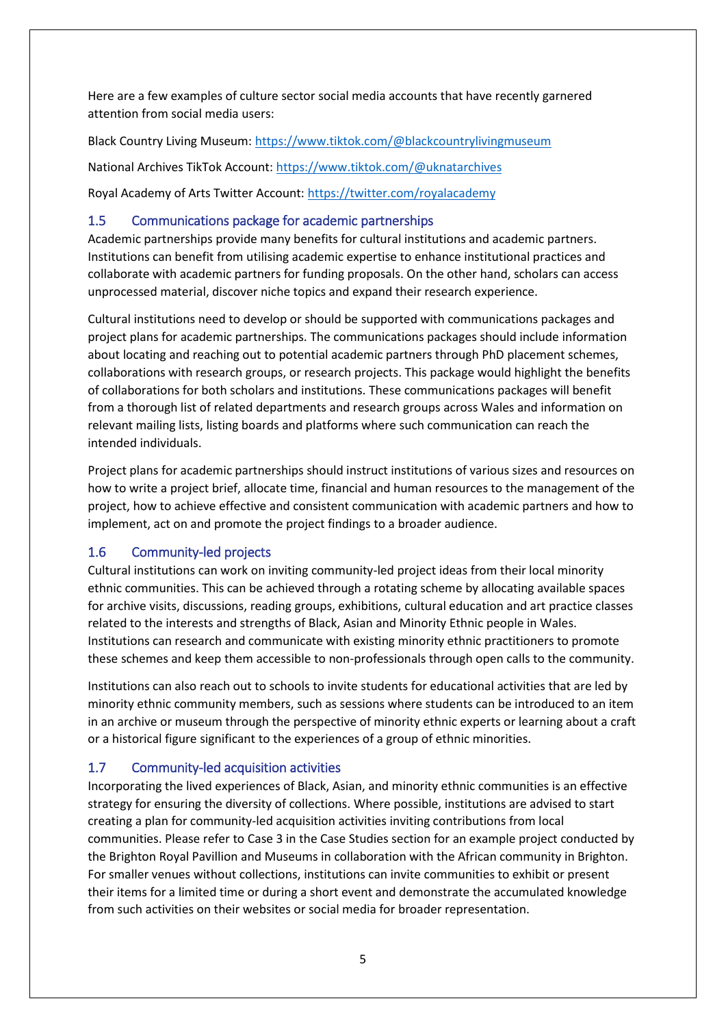Here are a few examples of culture sector social media accounts that have recently garnered attention from social media users:

Black Country Living Museum: https://www.tiktok.com/@blackcountrylivingmuseum

National Archives TikTok Account: https://www.tiktok.com/@uknatarchives

Royal Academy of Arts Twitter Account: https://twitter.com/royalacademy

### 1.5 Communications package for academic partnerships

Academic partnerships provide many benefits for cultural institutions and academic partners. Institutions can benefit from utilising academic expertise to enhance institutional practices and collaborate with academic partners for funding proposals. On the other hand, scholars can access unprocessed material, discover niche topics and expand their research experience.

Cultural institutions need to develop or should be supported with communications packages and project plans for academic partnerships. The communications packages should include information about locating and reaching out to potential academic partners through PhD placement schemes, collaborations with research groups, or research projects. This package would highlight the benefits of collaborations for both scholars and institutions. These communications packages will benefit from a thorough list of related departments and research groups across Wales and information on relevant mailing lists, listing boards and platforms where such communication can reach the intended individuals.

Project plans for academic partnerships should instruct institutions of various sizes and resources on how to write a project brief, allocate time, financial and human resources to the management of the project, how to achieve effective and consistent communication with academic partners and how to implement, act on and promote the project findings to a broader audience.

### 1.6 Community-led projects

Cultural institutions can work on inviting community-led project ideas from their local minority ethnic communities. This can be achieved through a rotating scheme by allocating available spaces for archive visits, discussions, reading groups, exhibitions, cultural education and art practice classes related to the interests and strengths of Black, Asian and Minority Ethnic people in Wales. Institutions can research and communicate with existing minority ethnic practitioners to promote these schemes and keep them accessible to non-professionals through open calls to the community.

Institutions can also reach out to schools to invite students for educational activities that are led by minority ethnic community members, such as sessions where students can be introduced to an item in an archive or museum through the perspective of minority ethnic experts or learning about a craft or a historical figure significant to the experiences of a group of ethnic minorities.

### 1.7 Community-led acquisition activities

Incorporating the lived experiences of Black, Asian, and minority ethnic communities is an effective strategy for ensuring the diversity of collections. Where possible, institutions are advised to start creating a plan for community-led acquisition activities inviting contributions from local communities. Please refer to Case 3 in the Case Studies section for an example project conducted by the Brighton Royal Pavillion and Museums in collaboration with the African community in Brighton. For smaller venues without collections, institutions can invite communities to exhibit or present their items for a limited time or during a short event and demonstrate the accumulated knowledge from such activities on their websites or social media for broader representation.